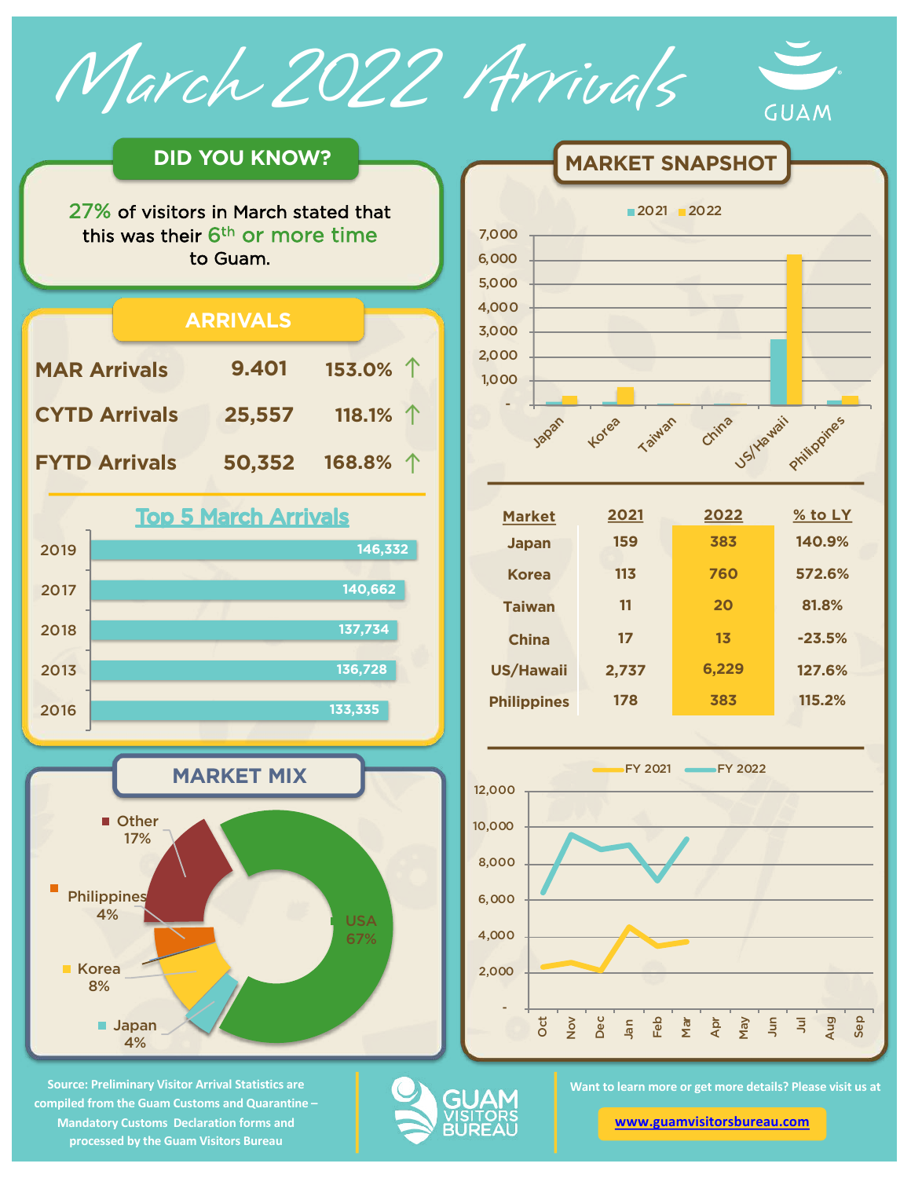# March 2022 Arrivals

GUAM

## DID YOU KNOW?

27% of visitors in March stated that this was their 6th or more time to Guam.

## ARRIVALS

| | | |
|---|---|---|
| MAR Arrivals | 9.401 | 153.0% ↑ |
| CYTD Arrivals | 25,557 | 118.1% ↑ |
| FYTD Arrivals | 50,352 | 168.8% ↑ |

### Top 5 March Arrivals

| Year | Arrivals |
|---|---|
| 2019 | 146,332 |
| 2017 | 140,662 |
| 2018 | 137,734 |
| 2013 | 136,728 |
| 2016 | 133,335 |

## MARKET MIX

- USA 67%
- Other 17%
- Korea 8%
- Philippines 4%
- Japan 4%

## MARKET SNAPSHOT

| Market | 2021 | 2022 | % to LY |
|---|---|---|---|
| Japan | 159 | 383 | 140.9% |
| Korea | 113 | 760 | 572.6% |
| Taiwan | 11 | 20 | 81.8% |
| China | 17 | 13 | -23.5% |
| US/Hawaii | 2,737 | 6,229 | 127.6% |
| Philippines | 178 | 383 | 115.2% |

Source: Preliminary Visitor Arrival Statistics are compiled from the Guam Customs and Quarantine – Mandatory Customs Declaration forms and processed by the Guam Visitors Bureau

GUAM VISITORS BUREAU

Want to learn more or get more details? Please visit us at

www.guamvisitorsbureau.com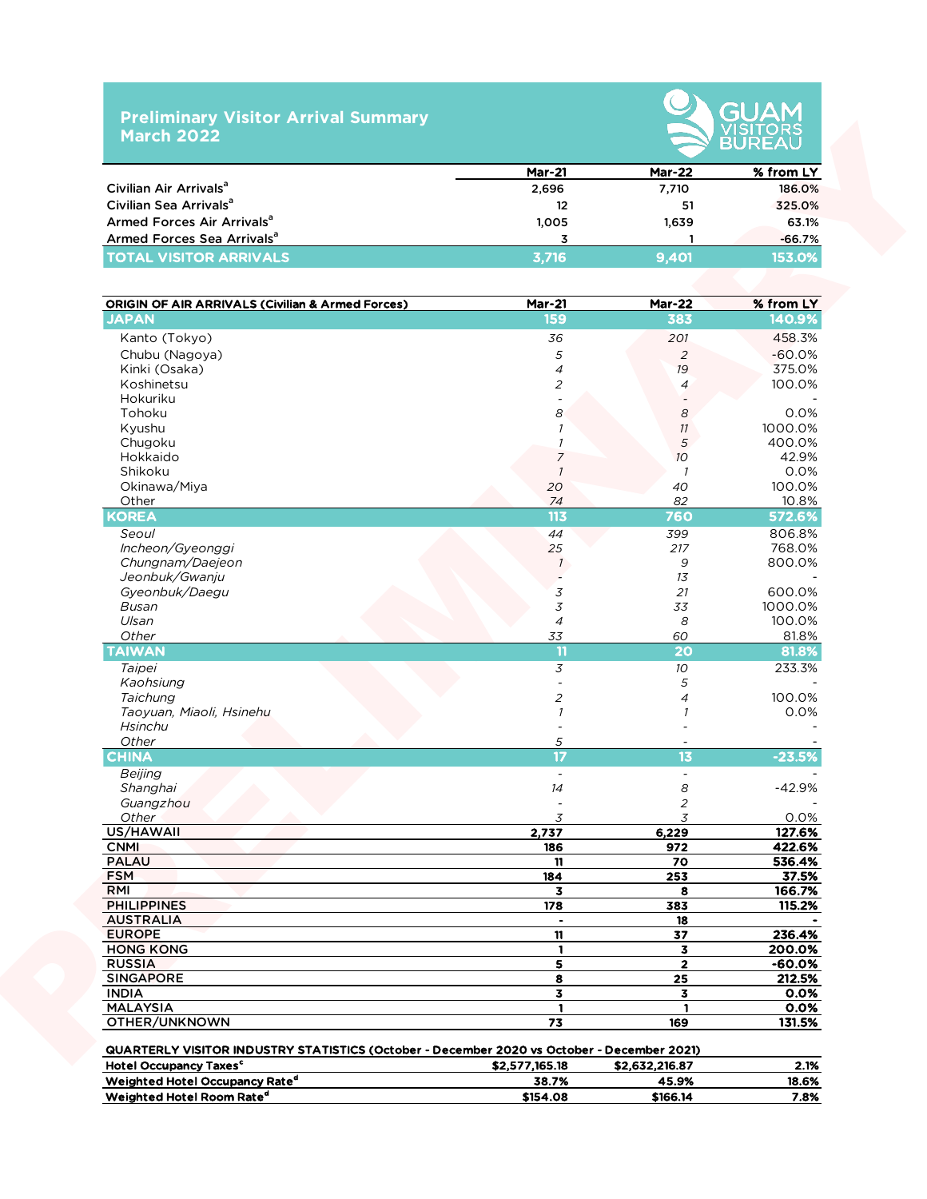# Preliminary Visitor Arrival Summary
## March 2022

GUAM VISITORS BUREAU

| | Mar-21 | Mar-22 | % from LY |
|---|---|---|---|
| Civilian Air Arrivals[a] | 2,696 | 7,710 | 186.0% |
| Civilian Sea Arrivals[a] | 12 | 51 | 325.0% |
| Armed Forces Air Arrivals[a] | 1,005 | 1,639 | 63.1% |
| Armed Forces Sea Arrivals[a] | 3 | 1 | -66.7% |
| **TOTAL VISITOR ARRIVALS** | **3,716** | **9,401** | **153.0%** |

| ORIGIN OF AIR ARRIVALS (Civilian & Armed Forces) | Mar-21 | Mar-22 | % from LY |
|---|---|---|---|
| **JAPAN** | **159** | **383** | **140.9%** |
| Kanto (Tokyo) | 36 | 201 | 458.3% |
| Chubu (Nagoya) | 5 | 2 | -60.0% |
| Kinki (Osaka) | 4 | 19 | 375.0% |
| Koshinetsu | 2 | 4 | 100.0% |
| Hokuriku | - | - | - |
| Tohoku | 8 | 8 | 0.0% |
| Kyushu | 1 | 11 | 1000.0% |
| Chugoku | 1 | 5 | 400.0% |
| Hokkaido | 7 | 10 | 42.9% |
| Shikoku | 1 | 1 | 0.0% |
| Okinawa/Miya | 20 | 40 | 100.0% |
| Other | 74 | 82 | 10.8% |
| **KOREA** | **113** | **760** | **572.6%** |
| *Seoul* | 44 | 399 | 806.8% |
| *Incheon/Gyeonggi* | 25 | 217 | 768.0% |
| *Chungnam/Daejeon* | 1 | 9 | 800.0% |
| *Jeonbuk/Gwanju* | - | 13 | - |
| *Gyeonbuk/Daegu* | 3 | 21 | 600.0% |
| *Busan* | 3 | 33 | 1000.0% |
| *Ulsan* | 4 | 8 | 100.0% |
| *Other* | 33 | 60 | 81.8% |
| **TAIWAN** | **11** | **20** | **81.8%** |
| *Taipei* | 3 | 10 | 233.3% |
| *Kaohsiung* | - | 5 | - |
| *Taichung* | 2 | 4 | 100.0% |
| *Taoyuan, Miaoli, Hsinehu* | 1 | 1 | 0.0% |
| *Hsinchu* | - | - | - |
| *Other* | 5 | - | - |
| **CHINA** | **17** | **13** | **-23.5%** |
| *Beijing* | - | - | - |
| *Shanghai* | 14 | 8 | -42.9% |
| *Guangzhou* | - | 2 | - |
| *Other* | 3 | 3 | 0.0% |
| **US/HAWAII** | **2,737** | **6,229** | **127.6%** |
| **CNMI** | **186** | **972** | **422.6%** |
| **PALAU** | **11** | **70** | **536.4%** |
| **FSM** | **184** | **253** | **37.5%** |
| **RMI** | **3** | **8** | **166.7%** |
| **PHILIPPINES** | **178** | **383** | **115.2%** |
| **AUSTRALIA** | **-** | **18** | **-** |
| **EUROPE** | **11** | **37** | **236.4%** |
| **HONG KONG** | **1** | **3** | **200.0%** |
| **RUSSIA** | **5** | **2** | **-60.0%** |
| **SINGAPORE** | **8** | **25** | **212.5%** |
| **INDIA** | **3** | **3** | **0.0%** |
| **MALAYSIA** | **1** | **1** | **0.0%** |
| **OTHER/UNKNOWN** | **73** | **169** | **131.5%** |

| QUARTERLY VISITOR INDUSTRY STATISTICS (October - December 2020 vs October - December 2021) | | | |
|---|---|---|---|
| Hotel Occupancy Taxes[c] | $2,577,165.18 | $2,632,216.87 | 2.1% |
| Weighted Hotel Occupancy Rate[d] | 38.7% | 45.9% | 18.6% |
| Weighted Hotel Room Rate[d] | $154.08 | $166.14 | 7.8% |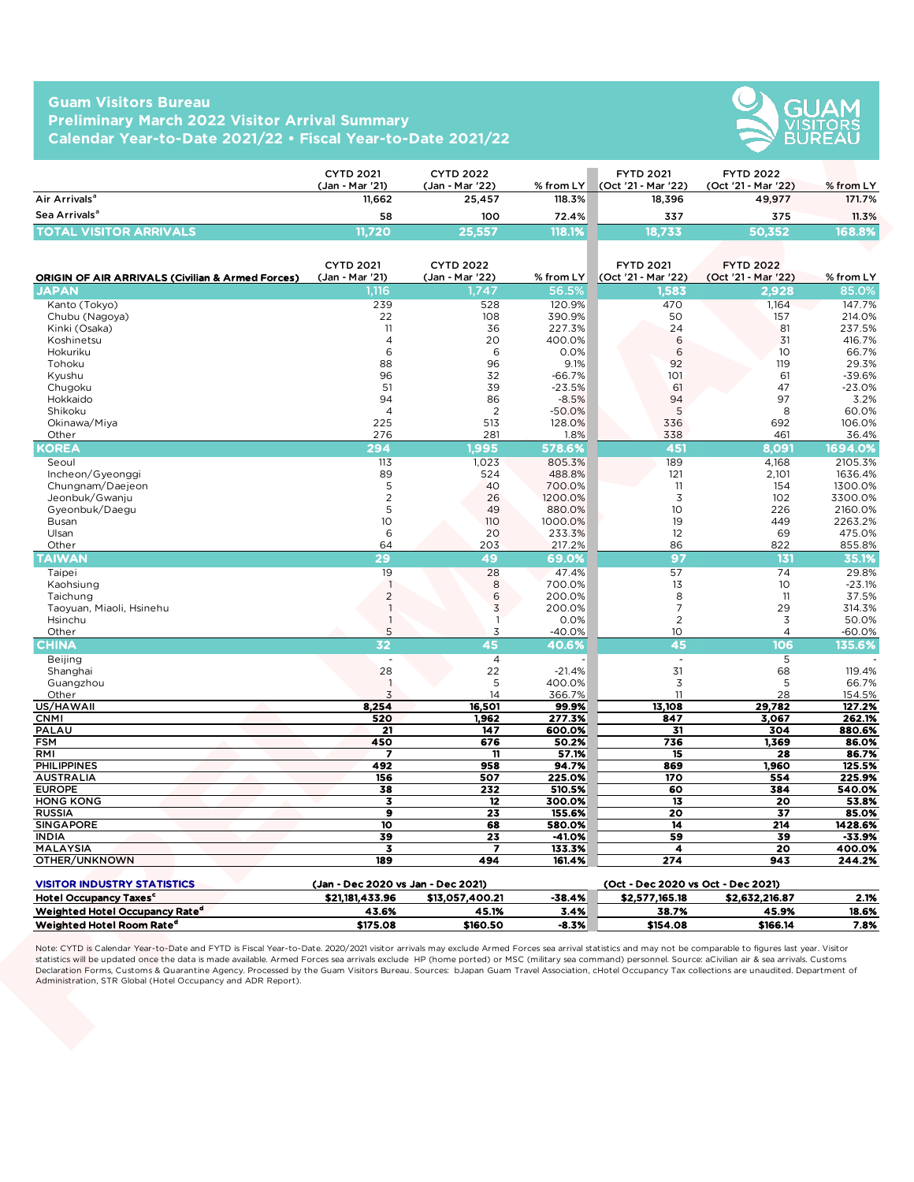# Guam Visitors Bureau
## Preliminary March 2022 Visitor Arrival Summary
## Calendar Year-to-Date 2021/22 • Fiscal Year-to-Date 2021/22

| | CYTD 2021 (Jan - Mar '21) | CYTD 2022 (Jan - Mar '22) | % from LY | FYTD 2021 (Oct '21 - Mar '22) | FYTD 2022 (Oct '21 - Mar '22) | % from LY |
|---|---|---|---|---|---|---|
| Air Arrivals[a] | 11,662 | 25,457 | 118.3% | 18,396 | 49,977 | 171.7% |
| Sea Arrivals[a] | 58 | 100 | 72.4% | 337 | 375 | 11.3% |
| **TOTAL VISITOR ARRIVALS** | **11,720** | **25,557** | **118.1%** | **18,733** | **50,352** | **168.8%** |

| ORIGIN OF AIR ARRIVALS (Civilian & Armed Forces) | CYTD 2021 (Jan - Mar '21) | CYTD 2022 (Jan - Mar '22) | % from LY | FYTD 2021 (Oct '21 - Mar '22) | FYTD 2022 (Oct '21 - Mar '22) | % from LY |
|---|---|---|---|---|---|---|
| **JAPAN** | **1,116** | **1,747** | **56.5%** | **1,583** | **2,928** | **85.0%** |
| Kanto (Tokyo) | 239 | 528 | 120.9% | 470 | 1,164 | 147.7% |
| Chubu (Nagoya) | 22 | 108 | 390.9% | 50 | 157 | 214.0% |
| Kinki (Osaka) | 11 | 36 | 227.3% | 24 | 81 | 237.5% |
| Koshinetsu | 4 | 20 | 400.0% | 6 | 31 | 416.7% |
| Hokuriku | 6 | 6 | 0.0% | 6 | 10 | 66.7% |
| Tohoku | 88 | 96 | 9.1% | 92 | 119 | 29.3% |
| Kyushu | 96 | 32 | -66.7% | 101 | 61 | -39.6% |
| Chugoku | 51 | 39 | -23.5% | 61 | 47 | -23.0% |
| Hokkaido | 94 | 86 | -8.5% | 94 | 97 | 3.2% |
| Shikoku | 4 | 2 | -50.0% | 5 | 8 | 60.0% |
| Okinawa/Miya | 225 | 513 | 128.0% | 336 | 692 | 106.0% |
| Other | 276 | 281 | 1.8% | 338 | 461 | 36.4% |
| **KOREA** | **294** | **1,995** | **578.6%** | **451** | **8,091** | **1694.0%** |
| Seoul | 113 | 1,023 | 805.3% | 189 | 4,168 | 2105.3% |
| Incheon/Gyeonggi | 89 | 524 | 488.8% | 121 | 2,101 | 1636.4% |
| Chungnam/Daejeon | 5 | 40 | 700.0% | 11 | 154 | 1300.0% |
| Jeonbuk/Gwanju | 2 | 26 | 1200.0% | 3 | 102 | 3300.0% |
| Gyeonbuk/Daegu | 5 | 49 | 880.0% | 10 | 226 | 2160.0% |
| Busan | 10 | 110 | 1000.0% | 19 | 449 | 2263.2% |
| Ulsan | 6 | 20 | 233.3% | 12 | 69 | 475.0% |
| Other | 64 | 203 | 217.2% | 86 | 822 | 855.8% |
| **TAIWAN** | **29** | **49** | **69.0%** | **97** | **131** | **35.1%** |
| Taipei | 19 | 28 | 47.4% | 57 | 74 | 29.8% |
| Kaohsiung | 1 | 8 | 700.0% | 13 | 10 | -23.1% |
| Taichung | 2 | 6 | 200.0% | 8 | 11 | 37.5% |
| Taoyuan, Miaoli, Hsinehu | 1 | 3 | 200.0% | 7 | 29 | 314.3% |
| Hsinchu | 1 | 1 | 0.0% | 2 | 3 | 50.0% |
| Other | 5 | 3 | -40.0% | 10 | 4 | -60.0% |
| **CHINA** | **32** | **45** | **40.6%** | **45** | **106** | **135.6%** |
| Beijing | - | 4 | - | - | 5 | - |
| Shanghai | 28 | 22 | -21.4% | 31 | 68 | 119.4% |
| Guangzhou | 1 | 5 | 400.0% | 3 | 5 | 66.7% |
| Other | 3 | 14 | 366.7% | 11 | 28 | 154.5% |
| **US/HAWAII** | **8,254** | **16,501** | **99.9%** | **13,108** | **29,782** | **127.2%** |
| **CNMI** | **520** | **1,962** | **277.3%** | **847** | **3,067** | **262.1%** |
| **PALAU** | **21** | **147** | **600.0%** | **31** | **304** | **880.6%** |
| **FSM** | **450** | **676** | **50.2%** | **736** | **1,369** | **86.0%** |
| **RMI** | **7** | **11** | **57.1%** | **15** | **28** | **86.7%** |
| **PHILIPPINES** | **492** | **958** | **94.7%** | **869** | **1,960** | **125.5%** |
| **AUSTRALIA** | **156** | **507** | **225.0%** | **170** | **554** | **225.9%** |
| **EUROPE** | **38** | **232** | **510.5%** | **60** | **384** | **540.0%** |
| **HONG KONG** | **3** | **12** | **300.0%** | **13** | **20** | **53.8%** |
| **RUSSIA** | **9** | **23** | **155.6%** | **20** | **37** | **85.0%** |
| **SINGAPORE** | **10** | **68** | **580.0%** | **14** | **214** | **1428.6%** |
| **INDIA** | **39** | **23** | **-41.0%** | **59** | **39** | **-33.9%** |
| **MALAYSIA** | **3** | **7** | **133.3%** | **4** | **20** | **400.0%** |
| **OTHER/UNKNOWN** | **189** | **494** | **161.4%** | **274** | **943** | **244.2%** |

| VISITOR INDUSTRY STATISTICS | (Jan - Dec 2020 vs Jan - Dec 2021) | | | (Oct - Dec 2020 vs Oct - Dec 2021) | | |
|---|---|---|---|---|---|---|
| Hotel Occupancy Taxes[c] | $21,181,433.96 | $13,057,400.21 | -38.4% | $2,577,165.18 | $2,632,216.87 | 2.1% |
| Weighted Hotel Occupancy Rate[d] | 43.6% | 45.1% | 3.4% | 38.7% | 45.9% | 18.6% |
| Weighted Hotel Room Rate[d] | $175.08 | $160.50 | -8.3% | $154.08 | $166.14 | 7.8% |

Note: CYTD is Calendar Year-to-Date and FYTD is Fiscal Year-to-Date. 2020/2021 visitor arrivals may exclude Armed Forces sea arrival statistics and may not be comparable to figures last year. Visitor statistics will be updated once the data is made available. Armed Forces sea arrivals exclude HP (home ported) or MSC (military sea command) personnel. Source: aCivilian air & sea arrivals. Customs Declaration Forms, Customs & Quarantine Agency. Processed by the Guam Visitors Bureau. Sources: bJapan Guam Travel Association, cHotel Occupancy Tax collections are unaudited. Department of Administration, STR Global (Hotel Occupancy and ADR Report).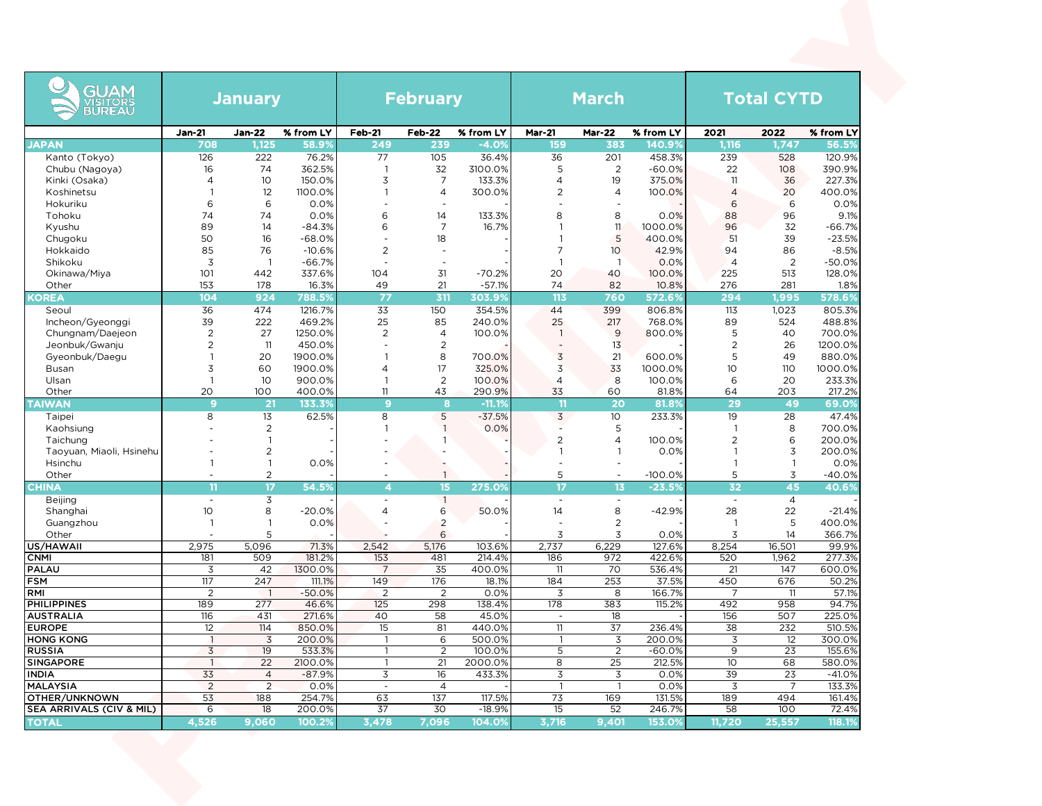| GUAM VISITORS BUREAU | January | | | February | | | March | | | Total CYTD | | |
|---|---|---|---|---|---|---|---|---|---|---|---|---|
| | Jan-21 | Jan-22 | % from LY | Feb-21 | Feb-22 | % from LY | Mar-21 | Mar-22 | % from LY | 2021 | 2022 | % from LY |
| **JAPAN** | **708** | **1,125** | **58.9%** | **249** | **239** | **-4.0%** | **159** | **383** | **140.9%** | **1,116** | **1,747** | **56.5%** |
| Kanto (Tokyo) | 126 | 222 | 76.2% | 77 | 105 | 36.4% | 36 | 201 | 458.3% | 239 | 528 | 120.9% |
| Chubu (Nagoya) | 16 | 74 | 362.5% | 1 | 32 | 3100.0% | 5 | 2 | -60.0% | 22 | 108 | 390.9% |
| Kinki (Osaka) | 4 | 10 | 150.0% | 3 | 7 | 133.3% | 4 | 19 | 375.0% | 11 | 36 | 227.3% |
| Koshinetsu | 1 | 12 | 1100.0% | 1 | 4 | 300.0% | 2 | 4 | 100.0% | 4 | 20 | 400.0% |
| Hokuriku | 6 | 6 | 0.0% | - | - | - | - | - | - | 6 | 6 | 0.0% |
| Tohoku | 74 | 74 | 0.0% | 6 | 14 | 133.3% | 8 | 8 | 0.0% | 88 | 96 | 9.1% |
| Kyushu | 89 | 14 | -84.3% | 6 | 7 | 16.7% | 1 | 11 | 1000.0% | 96 | 32 | -66.7% |
| Chugoku | 50 | 16 | -68.0% | - | 18 | - | 1 | 5 | 400.0% | 51 | 39 | -23.5% |
| Hokkaido | 85 | 76 | -10.6% | 2 | - | - | 7 | 10 | 42.9% | 94 | 86 | -8.5% |
| Shikoku | 3 | 1 | -66.7% | - | - | - | 1 | 1 | 0.0% | 4 | 2 | -50.0% |
| Okinawa/Miya | 101 | 442 | 337.6% | 104 | 31 | -70.2% | 20 | 40 | 100.0% | 225 | 513 | 128.0% |
| Other | 153 | 178 | 16.3% | 49 | 21 | -57.1% | 74 | 82 | 10.8% | 276 | 281 | 1.8% |
| **KOREA** | **104** | **924** | **788.5%** | **77** | **311** | **303.9%** | **113** | **760** | **572.6%** | **294** | **1,995** | **578.6%** |
| Seoul | 36 | 474 | 1216.7% | 33 | 150 | 354.5% | 44 | 399 | 806.8% | 113 | 1,023 | 805.3% |
| Incheon/Gyeonggi | 39 | 222 | 469.2% | 25 | 85 | 240.0% | 25 | 217 | 768.0% | 89 | 524 | 488.8% |
| Chungnam/Daejeon | 2 | 27 | 1250.0% | 2 | 4 | 100.0% | 1 | 9 | 800.0% | 5 | 40 | 700.0% |
| Jeonbuk/Gwanju | 2 | 11 | 450.0% | - | 2 | - | - | 13 | - | 2 | 26 | 1200.0% |
| Gyeonbuk/Daegu | 1 | 20 | 1900.0% | 1 | 8 | 700.0% | 3 | 21 | 600.0% | 5 | 49 | 880.0% |
| Busan | 3 | 60 | 1900.0% | 4 | 17 | 325.0% | 3 | 33 | 1000.0% | 10 | 110 | 1000.0% |
| Ulsan | 1 | 10 | 900.0% | 1 | 2 | 100.0% | 4 | 8 | 100.0% | 6 | 20 | 233.3% |
| Other | 20 | 100 | 400.0% | 11 | 43 | 290.9% | 33 | 60 | 81.8% | 64 | 203 | 217.2% |
| **TAIWAN** | **9** | **21** | **133.3%** | **9** | **8** | **-11.1%** | **11** | **20** | **81.8%** | **29** | **49** | **69.0%** |
| Taipei | 8 | 13 | 62.5% | 8 | 5 | -37.5% | 3 | 10 | 233.3% | 19 | 28 | 47.4% |
| Kaohsiung | - | 2 | - | 1 | 1 | 0.0% | - | 5 | - | 1 | 8 | 700.0% |
| Taichung | - | 1 | - | - | 1 | - | 2 | 4 | 100.0% | 2 | 6 | 200.0% |
| Taoyuan, Miaoli, Hsinehu | - | 2 | - | - | - | - | 1 | 1 | 0.0% | 1 | 3 | 200.0% |
| Hsinchu | 1 | 1 | 0.0% | - | - | - | - | - | - | 1 | 1 | 0.0% |
| Other | - | 2 | - | - | 1 | - | 5 | - | -100.0% | 5 | 3 | -40.0% |
| **CHINA** | **11** | **17** | **54.5%** | **4** | **15** | **275.0%** | **17** | **13** | **-23.5%** | **32** | **45** | **40.6%** |
| Beijing | - | 3 | - | - | 1 | - | - | - | - | - | 4 | - |
| Shanghai | 10 | 8 | -20.0% | 4 | 6 | 50.0% | 14 | 8 | -42.9% | 28 | 22 | -21.4% |
| Guangzhou | 1 | 1 | 0.0% | - | 2 | - | - | 2 | - | 1 | 5 | 400.0% |
| Other | - | 5 | - | - | 6 | - | 3 | 3 | 0.0% | 3 | 14 | 366.7% |
| **US/HAWAII** | 2,975 | 5,096 | 71.3% | 2,542 | 5,176 | 103.6% | 2,737 | 6,229 | 127.6% | 8,254 | 16,501 | 99.9% |
| **CNMI** | 181 | 509 | 181.2% | 153 | 481 | 214.4% | 186 | 972 | 422.6% | 520 | 1,962 | 277.3% |
| **PALAU** | 3 | 42 | 1300.0% | 7 | 35 | 400.0% | 11 | 70 | 536.4% | 21 | 147 | 600.0% |
| **FSM** | 117 | 247 | 111.1% | 149 | 176 | 18.1% | 184 | 253 | 37.5% | 450 | 676 | 50.2% |
| **RMI** | 2 | 1 | -50.0% | 2 | 2 | 0.0% | 3 | 8 | 166.7% | 7 | 11 | 57.1% |
| **PHILIPPINES** | 189 | 277 | 46.6% | 125 | 298 | 138.4% | 178 | 383 | 115.2% | 492 | 958 | 94.7% |
| **AUSTRALIA** | 116 | 431 | 271.6% | 40 | 58 | 45.0% | - | 18 | - | 156 | 507 | 225.0% |
| **EUROPE** | 12 | 114 | 850.0% | 15 | 81 | 440.0% | 11 | 37 | 236.4% | 38 | 232 | 510.5% |
| **HONG KONG** | 1 | 3 | 200.0% | 1 | 6 | 500.0% | 1 | 3 | 200.0% | 3 | 12 | 300.0% |
| **RUSSIA** | 3 | 19 | 533.3% | 1 | 2 | 100.0% | 5 | 2 | -60.0% | 9 | 23 | 155.6% |
| **SINGAPORE** | 1 | 22 | 2100.0% | 1 | 21 | 2000.0% | 8 | 25 | 212.5% | 10 | 68 | 580.0% |
| **INDIA** | 33 | 4 | -87.9% | 3 | 16 | 433.3% | 3 | 3 | 0.0% | 39 | 23 | -41.0% |
| **MALAYSIA** | 2 | 2 | 0.0% | - | 4 | - | 1 | 1 | 0.0% | 3 | 7 | 133.3% |
| **OTHER/UNKNOWN** | 53 | 188 | 254.7% | 63 | 137 | 117.5% | 73 | 169 | 131.5% | 189 | 494 | 161.4% |
| **SEA ARRIVALS (CIV & MIL)** | 6 | 18 | 200.0% | 37 | 30 | -18.9% | 15 | 52 | 246.7% | 58 | 100 | 72.4% |
| **TOTAL** | **4,526** | **9,060** | **100.2%** | **3,478** | **7,096** | **104.0%** | **3,716** | **9,401** | **153.0%** | **11,720** | **25,557** | **118.1%** |

PRELIMINARY